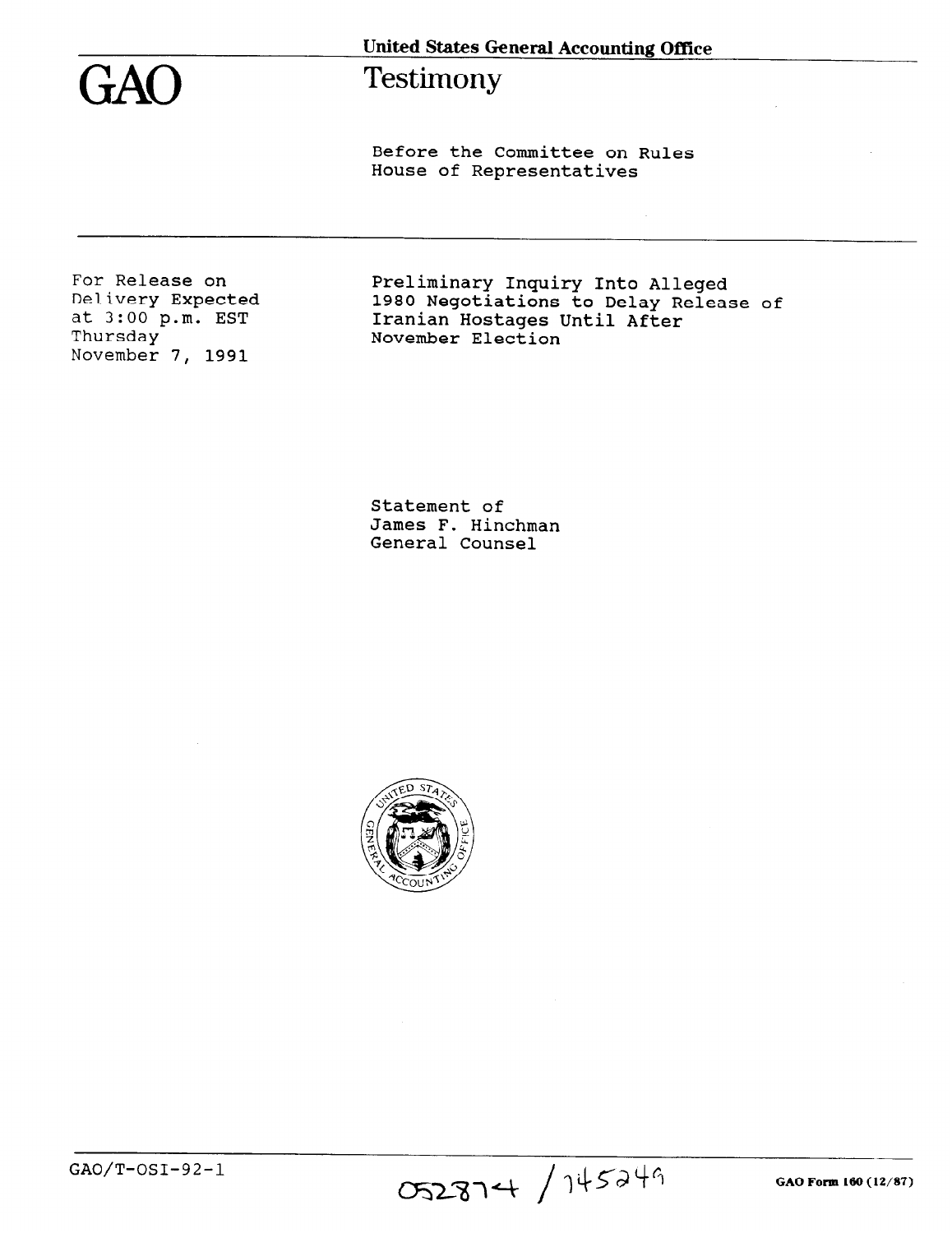# GAO

**United States General Accounting Office**

## Testimony

Before the Committee on Rules
House of Representatives

For Release on
Delivery Expected
at 3:00 p.m. EST
Thursday
November 7, 1991

**Preliminary Inquiry Into Alleged 1980 Negotiations to Delay Release of Iranian Hostages Until After November Election**

Statement of
James F. Hinchman
General Counsel

GAO/T-OSI-92-1

052874 / 145249

GAO Form 160 (12/87)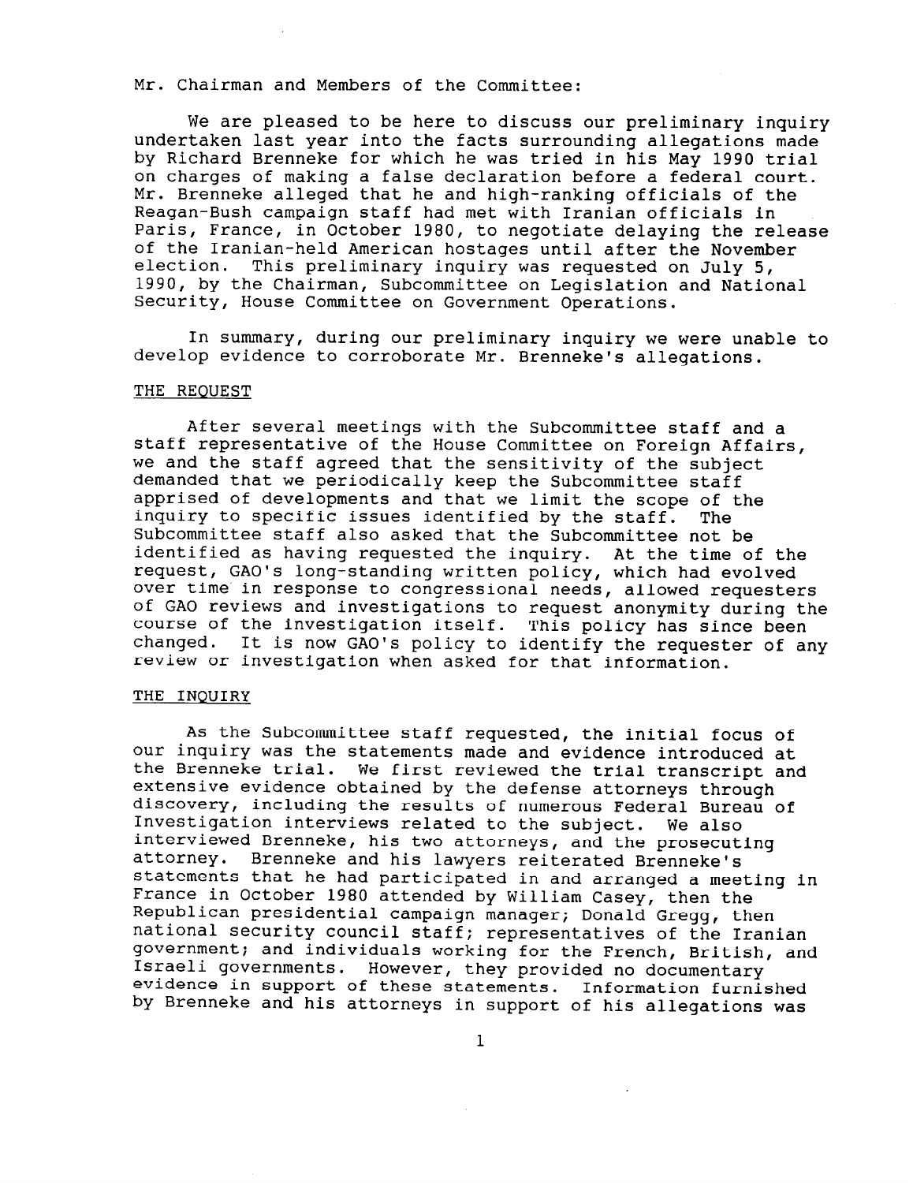Mr. Chairman and Members of the Committee:

We are pleased to be here to discuss our preliminary inquiry undertaken last year into the facts surrounding allegations made by Richard Brenneke for which he was tried in his May 1990 trial on charges of making a false declaration before a federal court. Mr. Brenneke alleged that he and high-ranking officials of the Reagan-Bush campaign staff had met with Iranian officials in Paris, France, in October 1980, to negotiate delaying the release of the Iranian-held American hostages until after the November election. This preliminary inquiry was requested on July 5, 1990, by the Chairman, Subcommittee on Legislation and National Security, House Committee on Government Operations.

In summary, during our preliminary inquiry we were unable to develop evidence to corroborate Mr. Brenneke's allegations.

## THE REQUEST

After several meetings with the Subcommittee staff and a staff representative of the House Committee on Foreign Affairs, we and the staff agreed that the sensitivity of the subject demanded that we periodically keep the Subcommittee staff apprised of developments and that we limit the scope of the inquiry to specific issues identified by the staff. The Subcommittee staff also asked that the Subcommittee not be identified as having requested the inquiry. At the time of the request, GAO's long-standing written policy, which had evolved over time in response to congressional needs, allowed requesters of GAO reviews and investigations to request anonymity during the course of the investigation itself. This policy has since been changed. It is now GAO's policy to identify the requester of any review or investigation when asked for that information.

## THE INQUIRY

As the Subcommittee staff requested, the initial focus of our inquiry was the statements made and evidence introduced at the Brenneke trial. We first reviewed the trial transcript and extensive evidence obtained by the defense attorneys through discovery, including the results of numerous Federal Bureau of Investigation interviews related to the subject. We also interviewed Brenneke, his two attorneys, and the prosecuting attorney. Brenneke and his lawyers reiterated Brenneke's statements that he had participated in and arranged a meeting in France in October 1980 attended by William Casey, then the Republican presidential campaign manager; Donald Gregg, then national security council staff; representatives of the Iranian government; and individuals working for the French, British, and Israeli governments. However, they provided no documentary evidence in support of these statements. Information furnished by Brenneke and his attorneys in support of his allegations was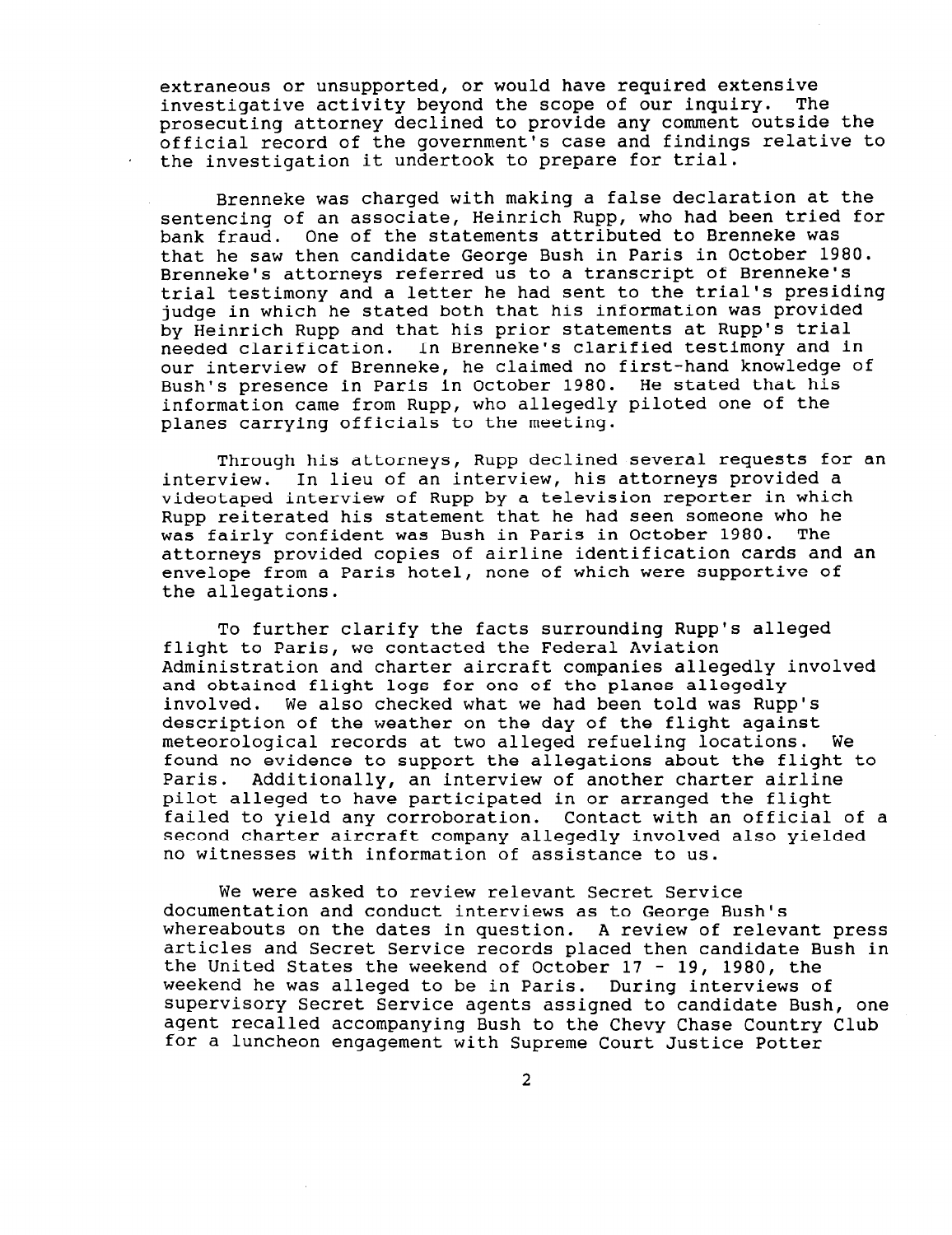extraneous or unsupported, or would have required extensive investigative activity beyond the scope of our inquiry. The prosecuting attorney declined to provide any comment outside the official record of the government's case and findings relative to the investigation it undertook to prepare for trial.

Brenneke was charged with making a false declaration at the sentencing of an associate, Heinrich Rupp, who had been tried for bank fraud. One of the statements attributed to Brenneke was that he saw then candidate George Bush in Paris in October 1980. Brenneke's attorneys referred us to a transcript of Brenneke's trial testimony and a letter he had sent to the trial's presiding judge in which he stated both that his information was provided by Heinrich Rupp and that his prior statements at Rupp's trial needed clarification. In Brenneke's clarified testimony and in our interview of Brenneke, he claimed no first-hand knowledge of Bush's presence in Paris in October 1980. He stated that his information came from Rupp, who allegedly piloted one of the planes carrying officials to the meeting.

Through his attorneys, Rupp declined several requests for an interview. In lieu of an interview, his attorneys provided a videotaped interview of Rupp by a television reporter in which Rupp reiterated his statement that he had seen someone who he was fairly confident was Bush in Paris in October 1980. The attorneys provided copies of airline identification cards and an envelope from a Paris hotel, none of which were supportive of the allegations.

To further clarify the facts surrounding Rupp's alleged flight to Paris, we contacted the Federal Aviation Administration and charter aircraft companies allegedly involved and obtained flight logs for one of the planes allegedly involved. We also checked what we had been told was Rupp's description of the weather on the day of the flight against meteorological records at two alleged refueling locations. We found no evidence to support the allegations about the flight to Paris. Additionally, an interview of another charter airline pilot alleged to have participated in or arranged the flight failed to yield any corroboration. Contact with an official of a second charter aircraft company allegedly involved also yielded no witnesses with information of assistance to us.

We were asked to review relevant Secret Service documentation and conduct interviews as to George Bush's whereabouts on the dates in question. A review of relevant press articles and Secret Service records placed then candidate Bush in the United States the weekend of October 17 - 19, 1980, the weekend he was alleged to be in Paris. During interviews of supervisory Secret Service agents assigned to candidate Bush, one agent recalled accompanying Bush to the Chevy Chase Country Club for a luncheon engagement with Supreme Court Justice Potter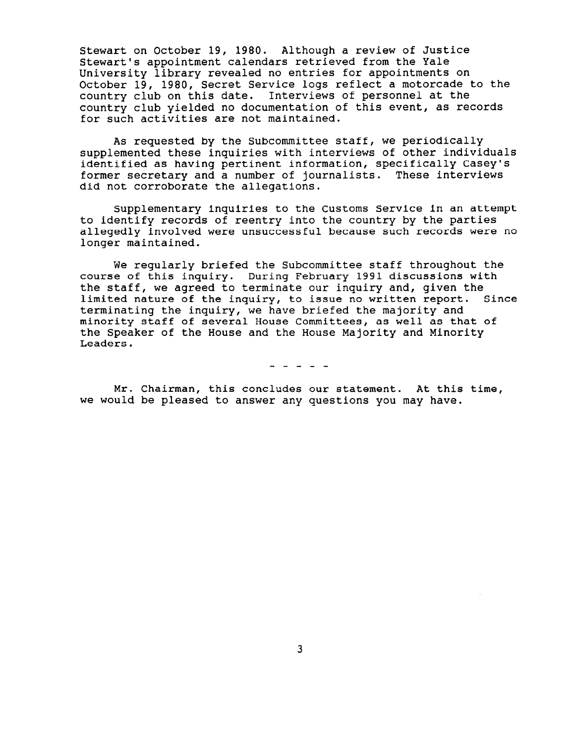Stewart on October 19, 1980. Although a review of Justice Stewart's appointment calendars retrieved from the Yale University library revealed no entries for appointments on October 19, 1980, Secret Service logs reflect a motorcade to the country club on this date. Interviews of personnel at the country club yielded no documentation of this event, as records for such activities are not maintained.

As requested by the Subcommittee staff, we periodically supplemented these inquiries with interviews of other individuals identified as having pertinent information, specifically Casey's former secretary and a number of journalists. These interviews did not corroborate the allegations.

Supplementary inquiries to the Customs Service in an attempt to identify records of reentry into the country by the parties allegedly involved were unsuccessful because such records were no longer maintained.

We regularly briefed the Subcommittee staff throughout the course of this inquiry. During February 1991 discussions with the staff, we agreed to terminate our inquiry and, given the limited nature of the inquiry, to issue no written report. Since terminating the inquiry, we have briefed the majority and minority staff of several House Committees, as well as that of the Speaker of the House and the House Majority and Minority Leaders.

- - - - -

Mr. Chairman, this concludes our statement. At this time, we would be pleased to answer any questions you may have.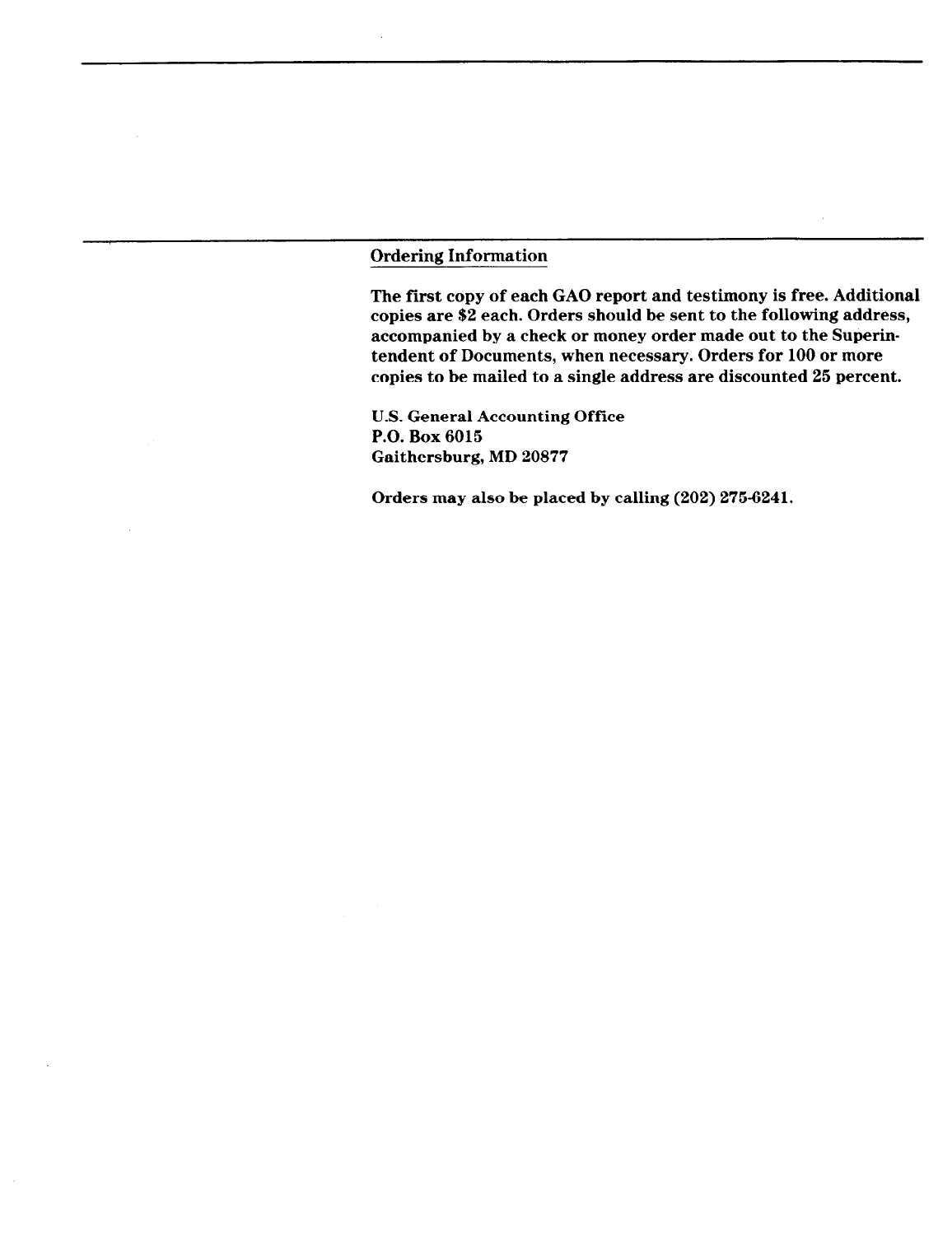## Ordering Information

**The first copy of each GAO report and testimony is free. Additional copies are $2 each. Orders should be sent to the following address, accompanied by a check or money order made out to the Superintendent of Documents, when necessary. Orders for 100 or more copies to be mailed to a single address are discounted 25 percent.**

**U.S. General Accounting Office**
**P.O. Box 6015**
**Gaithersburg, MD 20877**

**Orders may also be placed by calling (202) 275-6241.**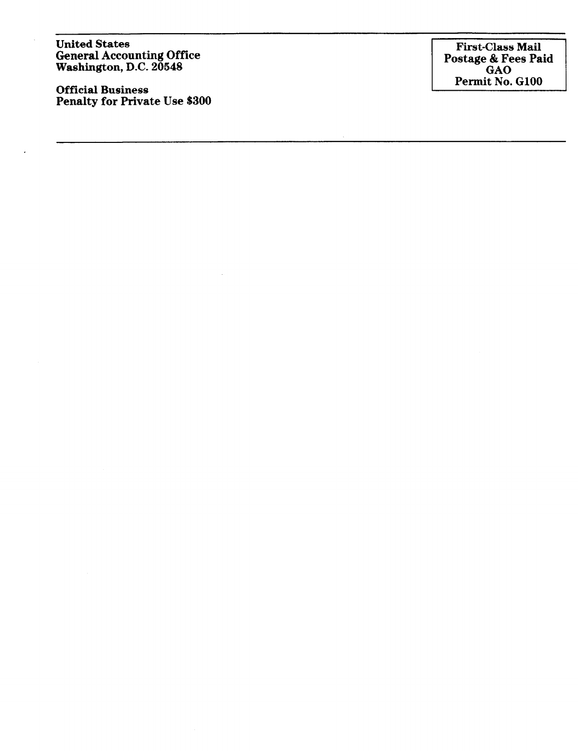**United States**
**General Accounting Office**
**Washington, D.C. 20548**

**Official Business**
**Penalty for Private Use $300**

**First-Class Mail**
**Postage & Fees Paid**
**GAO**
**Permit No. G100**